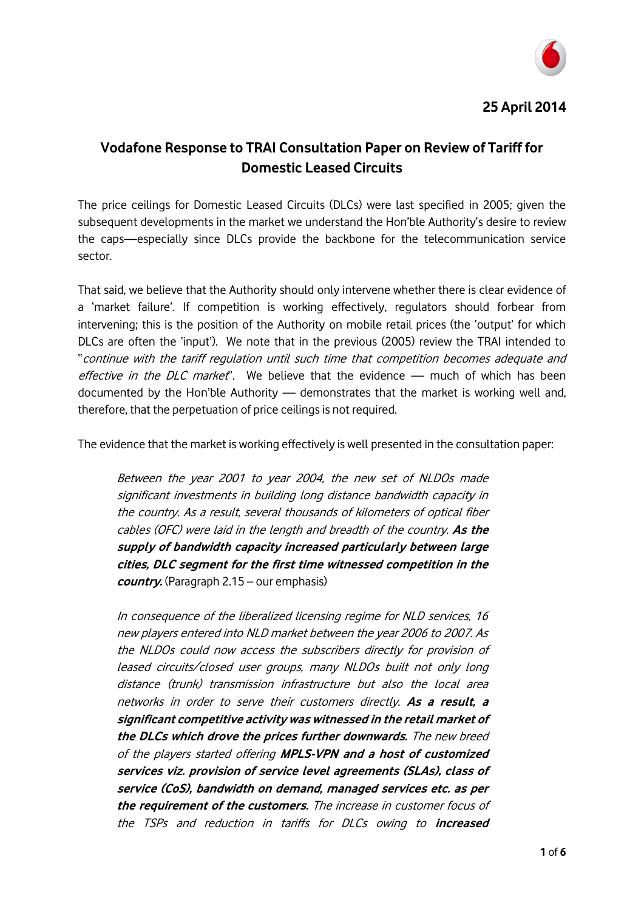**25 April 2014**

## Vodafone Response to TRAI Consultation Paper on Review of Tariff for Domestic Leased Circuits

The price ceilings for Domestic Leased Circuits (DLCs) were last specified in 2005; given the subsequent developments in the market we understand the Hon'ble Authority's desire to review the caps—especially since DLCs provide the backbone for the telecommunication service sector.

That said, we believe that the Authority should only intervene whether there is clear evidence of a 'market failure'. If competition is working effectively, regulators should forbear from intervening; this is the position of the Authority on mobile retail prices (the 'output' for which DLCs are often the 'input'). We note that in the previous (2005) review the TRAI intended to "*continue with the tariff regulation until such time that competition becomes adequate and effective in the DLC market*". We believe that the evidence — much of which has been documented by the Hon'ble Authority — demonstrates that the market is working well and, therefore, that the perpetuation of price ceilings is not required.

The evidence that the market is working effectively is well presented in the consultation paper:

> *Between the year 2001 to year 2004, the new set of NLDOs made significant investments in building long distance bandwidth capacity in the country. As a result, several thousands of kilometers of optical fiber cables (OFC) were laid in the length and breadth of the country.* ***As the supply of bandwidth capacity increased particularly between large cities, DLC segment for the first time witnessed competition in the country.*** (Paragraph 2.15 – our emphasis)
>
> *In consequence of the liberalized licensing regime for NLD services, 16 new players entered into NLD market between the year 2006 to 2007. As the NLDOs could now access the subscribers directly for provision of leased circuits/closed user groups, many NLDOs built not only long distance (trunk) transmission infrastructure but also the local area networks in order to serve their customers directly.* ***As a result, a significant competitive activity was witnessed in the retail market of the DLCs which drove the prices further downwards.*** *The new breed of the players started offering* ***MPLS-VPN and a host of customized services viz. provision of service level agreements (SLAs), class of service (CoS), bandwidth on demand, managed services etc. as per the requirement of the customers.*** *The increase in customer focus of the TSPs and reduction in tariffs for DLCs owing to* ***increased***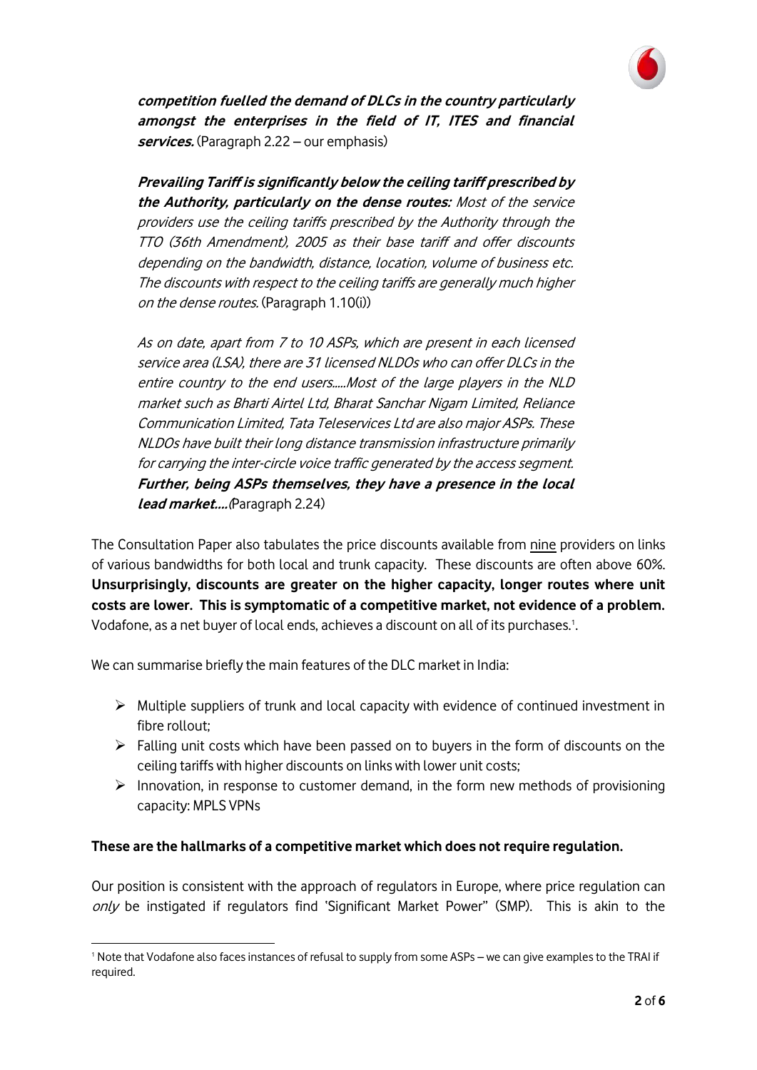***competition fuelled the demand of DLCs in the country particularly amongst the enterprises in the field of IT, ITES and financial services.*** (Paragraph 2.22 – our emphasis)

***Prevailing Tariff is significantly below the ceiling tariff prescribed by the Authority, particularly on the dense routes:*** *Most of the service providers use the ceiling tariffs prescribed by the Authority through the TTO (36th Amendment), 2005 as their base tariff and offer discounts depending on the bandwidth, distance, location, volume of business etc. The discounts with respect to the ceiling tariffs are generally much higher on the dense routes.* (Paragraph 1.10(i))

*As on date, apart from 7 to 10 ASPs, which are present in each licensed service area (LSA), there are 31 licensed NLDOs who can offer DLCs in the entire country to the end users.....Most of the large players in the NLD market such as Bharti Airtel Ltd, Bharat Sanchar Nigam Limited, Reliance Communication Limited, Tata Teleservices Ltd are also major ASPs. These NLDOs have built their long distance transmission infrastructure primarily for carrying the inter-circle voice traffic generated by the access segment.* ***Further, being ASPs themselves, they have a presence in the local lead market....*** (Paragraph 2.24)

The Consultation Paper also tabulates the price discounts available from nine providers on links of various bandwidths for both local and trunk capacity. These discounts are often above 60%. **Unsurprisingly, discounts are greater on the higher capacity, longer routes where unit costs are lower. This is symptomatic of a competitive market, not evidence of a problem.** Vodafone, as a net buyer of local ends, achieves a discount on all of its purchases.[1].

We can summarise briefly the main features of the DLC market in India:

- Multiple suppliers of trunk and local capacity with evidence of continued investment in fibre rollout;
- Falling unit costs which have been passed on to buyers in the form of discounts on the ceiling tariffs with higher discounts on links with lower unit costs;
- Innovation, in response to customer demand, in the form new methods of provisioning capacity: MPLS VPNs

**These are the hallmarks of a competitive market which does not require regulation.**

Our position is consistent with the approach of regulators in Europe, where price regulation can *only* be instigated if regulators find 'Significant Market Power" (SMP). This is akin to the

[1] Note that Vodafone also faces instances of refusal to supply from some ASPs – we can give examples to the TRAI if required.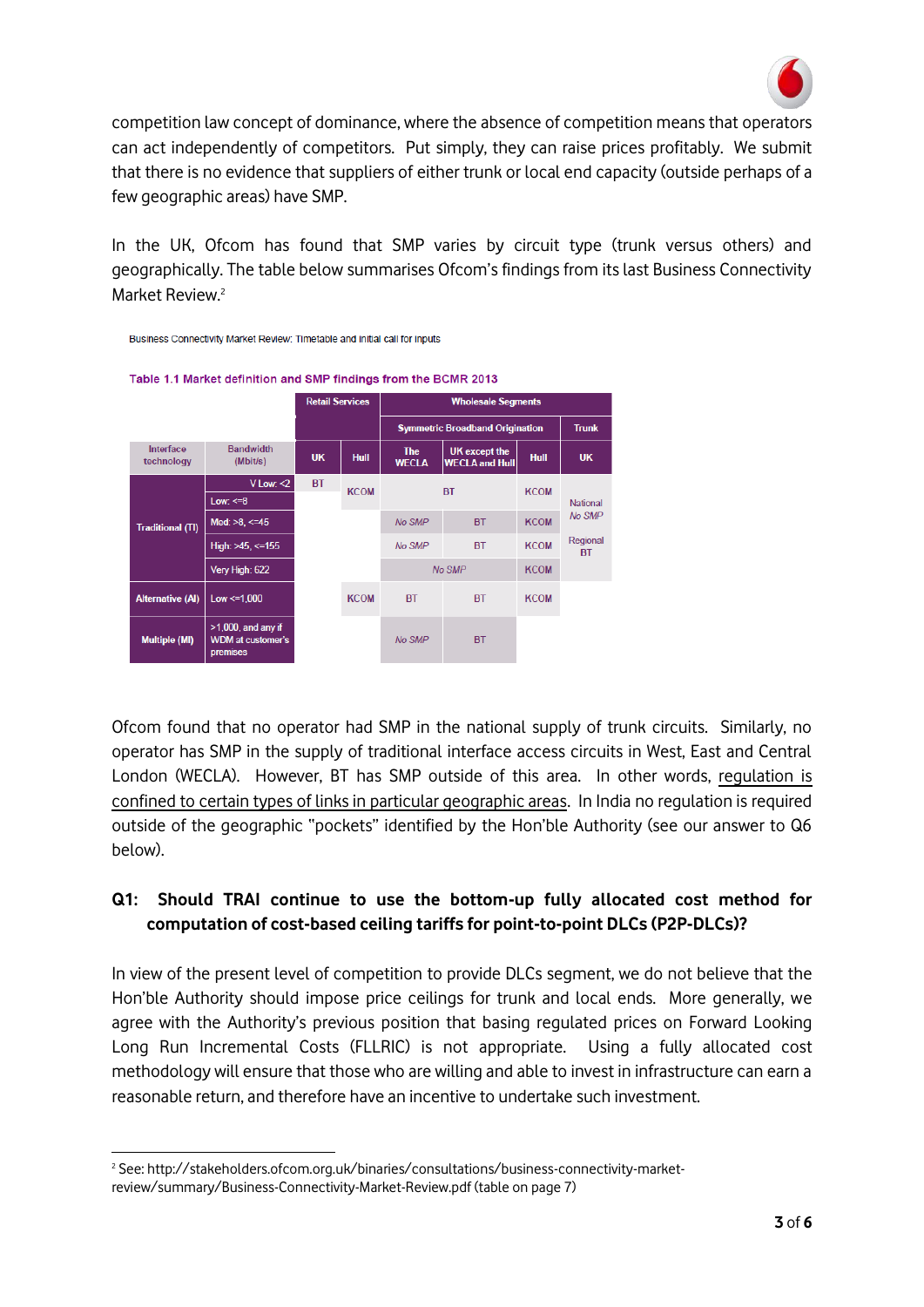competition law concept of dominance, where the absence of competition means that operators can act independently of competitors. Put simply, they can raise prices profitably. We submit that there is no evidence that suppliers of either trunk or local end capacity (outside perhaps of a few geographic areas) have SMP.

In the UK, Ofcom has found that SMP varies by circuit type (trunk versus others) and geographically. The table below summarises Ofcom's findings from its last Business Connectivity Market Review.[2]

Business Connectivity Market Review: Timetable and initial call for inputs

Table 1.1 Market definition and SMP findings from the BCMR 2013

| | | Retail Services | | Wholesale Segments | | | |
|---|---|---|---|---|---|---|---|
| | | | | Symmetric Broadband Origination | | | Trunk |
| Interface technology | Bandwidth (Mbit/s) | UK | Hull | The WECLA | UK except the WECLA and Hull | Hull | UK |
| Traditional (TI) | V Low: <2 | BT | KCOM | BT | | KCOM | National No SMP Regional BT |
| | Low: <=8 | | | | | | |
| | Med: >8, <=45 | | | No SMP | BT | KCOM | |
| | High: >45, <=155 | | | No SMP | BT | KCOM | |
| | Very High: 622 | | | No SMP | | KCOM | |
| Alternative (AI) | Low <=1,000 | | KCOM | BT | BT | KCOM | |
| Multiple (MI) | >1,000, and any if WDM at customer's premises | | | No SMP | BT | | |

Ofcom found that no operator had SMP in the national supply of trunk circuits. Similarly, no operator has SMP in the supply of traditional interface access circuits in West, East and Central London (WECLA). However, BT has SMP outside of this area. In other words, <u>regulation is confined to certain types of links in particular geographic areas</u>. In India no regulation is required outside of the geographic "pockets" identified by the Hon'ble Authority (see our answer to Q6 below).

**Q1: Should TRAI continue to use the bottom-up fully allocated cost method for computation of cost-based ceiling tariffs for point-to-point DLCs (P2P-DLCs)?**

In view of the present level of competition to provide DLCs segment, we do not believe that the Hon'ble Authority should impose price ceilings for trunk and local ends. More generally, we agree with the Authority's previous position that basing regulated prices on Forward Looking Long Run Incremental Costs (FLLRIC) is not appropriate. Using a fully allocated cost methodology will ensure that those who are willing and able to invest in infrastructure can earn a reasonable return, and therefore have an incentive to undertake such investment.

[2] See: http://stakeholders.ofcom.org.uk/binaries/consultations/business-connectivity-market-review/summary/Business-Connectivity-Market-Review.pdf (table on page 7)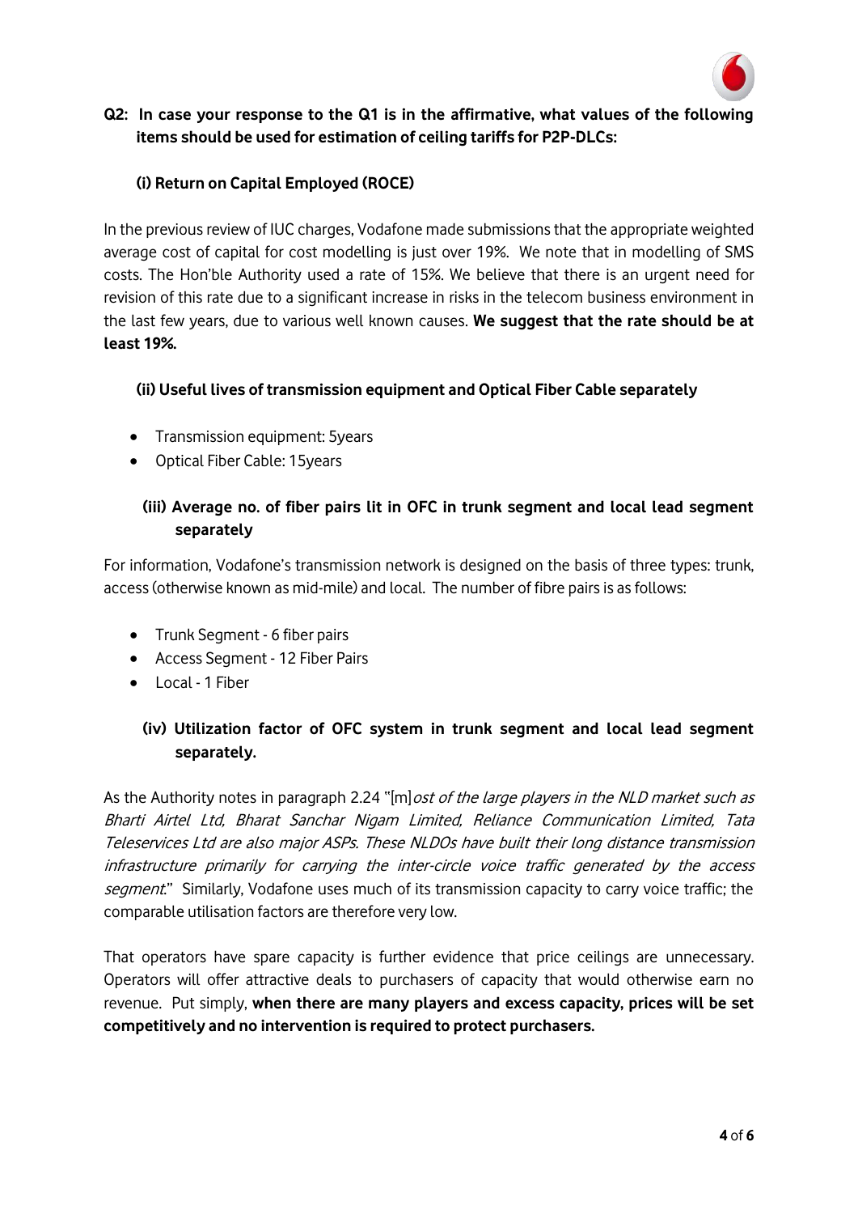**Q2: In case your response to the Q1 is in the affirmative, what values of the following items should be used for estimation of ceiling tariffs for P2P-DLCs:**

**(i) Return on Capital Employed (ROCE)**

In the previous review of IUC charges, Vodafone made submissions that the appropriate weighted average cost of capital for cost modelling is just over 19%. We note that in modelling of SMS costs. The Hon'ble Authority used a rate of 15%. We believe that there is an urgent need for revision of this rate due to a significant increase in risks in the telecom business environment in the last few years, due to various well known causes. **We suggest that the rate should be at least 19%.**

**(ii) Useful lives of transmission equipment and Optical Fiber Cable separately**

- Transmission equipment: 5years
- Optical Fiber Cable: 15years

**(iii) Average no. of fiber pairs lit in OFC in trunk segment and local lead segment separately**

For information, Vodafone's transmission network is designed on the basis of three types: trunk, access (otherwise known as mid-mile) and local. The number of fibre pairs is as follows:

- Trunk Segment - 6 fiber pairs
- Access Segment - 12 Fiber Pairs
- Local - 1 Fiber

**(iv) Utilization factor of OFC system in trunk segment and local lead segment separately.**

As the Authority notes in paragraph 2.24 "[m]*ost of the large players in the NLD market such as Bharti Airtel Ltd, Bharat Sanchar Nigam Limited, Reliance Communication Limited, Tata Teleservices Ltd are also major ASPs. These NLDOs have built their long distance transmission infrastructure primarily for carrying the inter-circle voice traffic generated by the access segment*." Similarly, Vodafone uses much of its transmission capacity to carry voice traffic; the comparable utilisation factors are therefore very low.

That operators have spare capacity is further evidence that price ceilings are unnecessary. Operators will offer attractive deals to purchasers of capacity that would otherwise earn no revenue. Put simply, **when there are many players and excess capacity, prices will be set competitively and no intervention is required to protect purchasers.**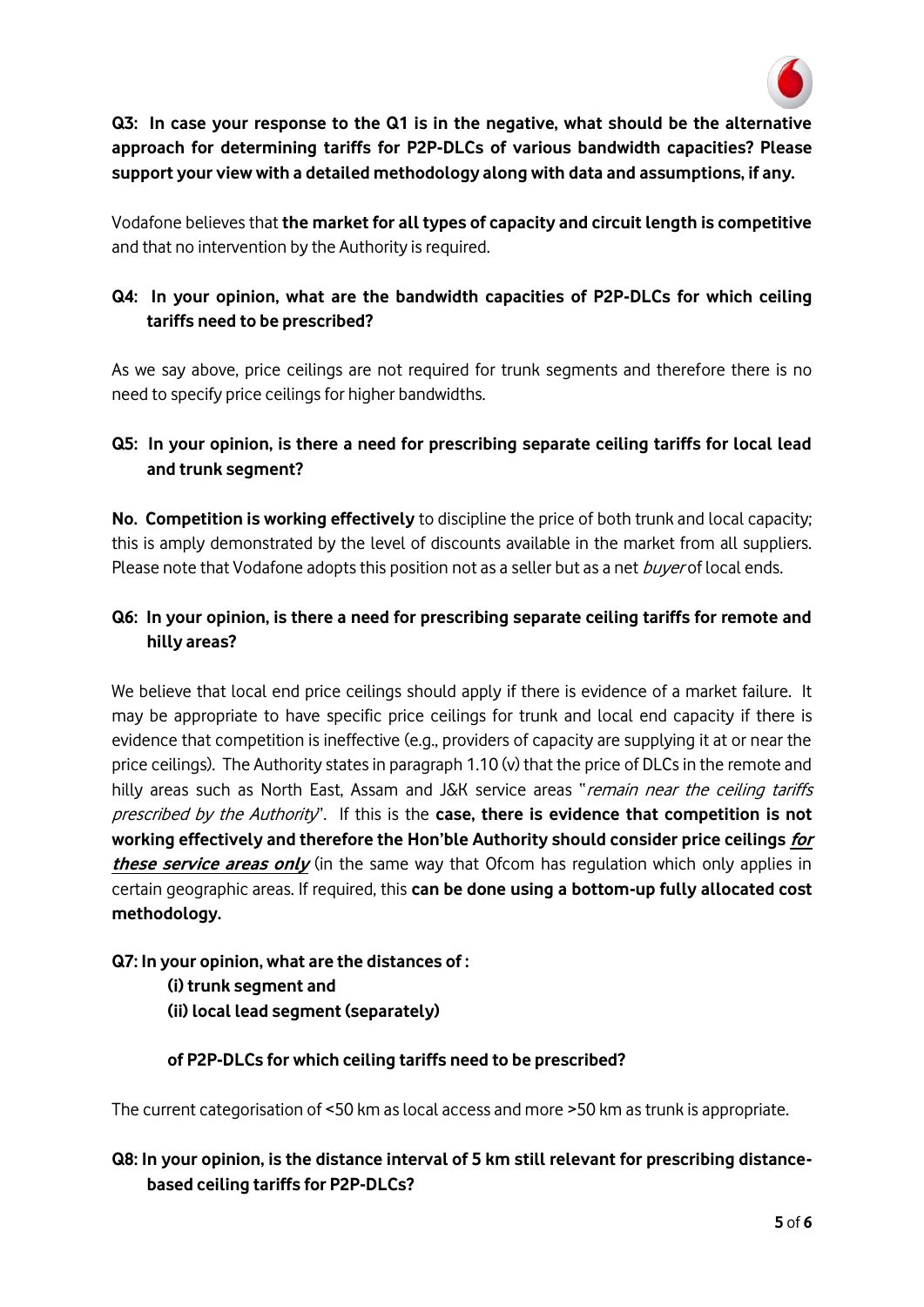**Q3: In case your response to the Q1 is in the negative, what should be the alternative approach for determining tariffs for P2P-DLCs of various bandwidth capacities? Please support your view with a detailed methodology along with data and assumptions, if any.**

Vodafone believes that **the market for all types of capacity and circuit length is competitive** and that no intervention by the Authority is required.

**Q4: In your opinion, what are the bandwidth capacities of P2P-DLCs for which ceiling tariffs need to be prescribed?**

As we say above, price ceilings are not required for trunk segments and therefore there is no need to specify price ceilings for higher bandwidths.

**Q5: In your opinion, is there a need for prescribing separate ceiling tariffs for local lead and trunk segment?**

**No. Competition is working effectively** to discipline the price of both trunk and local capacity; this is amply demonstrated by the level of discounts available in the market from all suppliers. Please note that Vodafone adopts this position not as a seller but as a net *buyer* of local ends.

**Q6: In your opinion, is there a need for prescribing separate ceiling tariffs for remote and hilly areas?**

We believe that local end price ceilings should apply if there is evidence of a market failure. It may be appropriate to have specific price ceilings for trunk and local end capacity if there is evidence that competition is ineffective (e.g., providers of capacity are supplying it at or near the price ceilings). The Authority states in paragraph 1.10 (v) that the price of DLCs in the remote and hilly areas such as North East, Assam and J&K service areas "*remain near the ceiling tariffs prescribed by the Authority*". If this is the **case, there is evidence that competition is not working effectively and therefore the Hon'ble Authority should consider price ceilings *for these service areas only*** (in the same way that Ofcom has regulation which only applies in certain geographic areas. If required, this **can be done using a bottom-up fully allocated cost methodology.**

**Q7: In your opinion, what are the distances of :**

**(i) trunk segment and**

**(ii) local lead segment (separately)**

**of P2P-DLCs for which ceiling tariffs need to be prescribed?**

The current categorisation of <50 km as local access and more >50 km as trunk is appropriate.

**Q8: In your opinion, is the distance interval of 5 km still relevant for prescribing distance-based ceiling tariffs for P2P-DLCs?**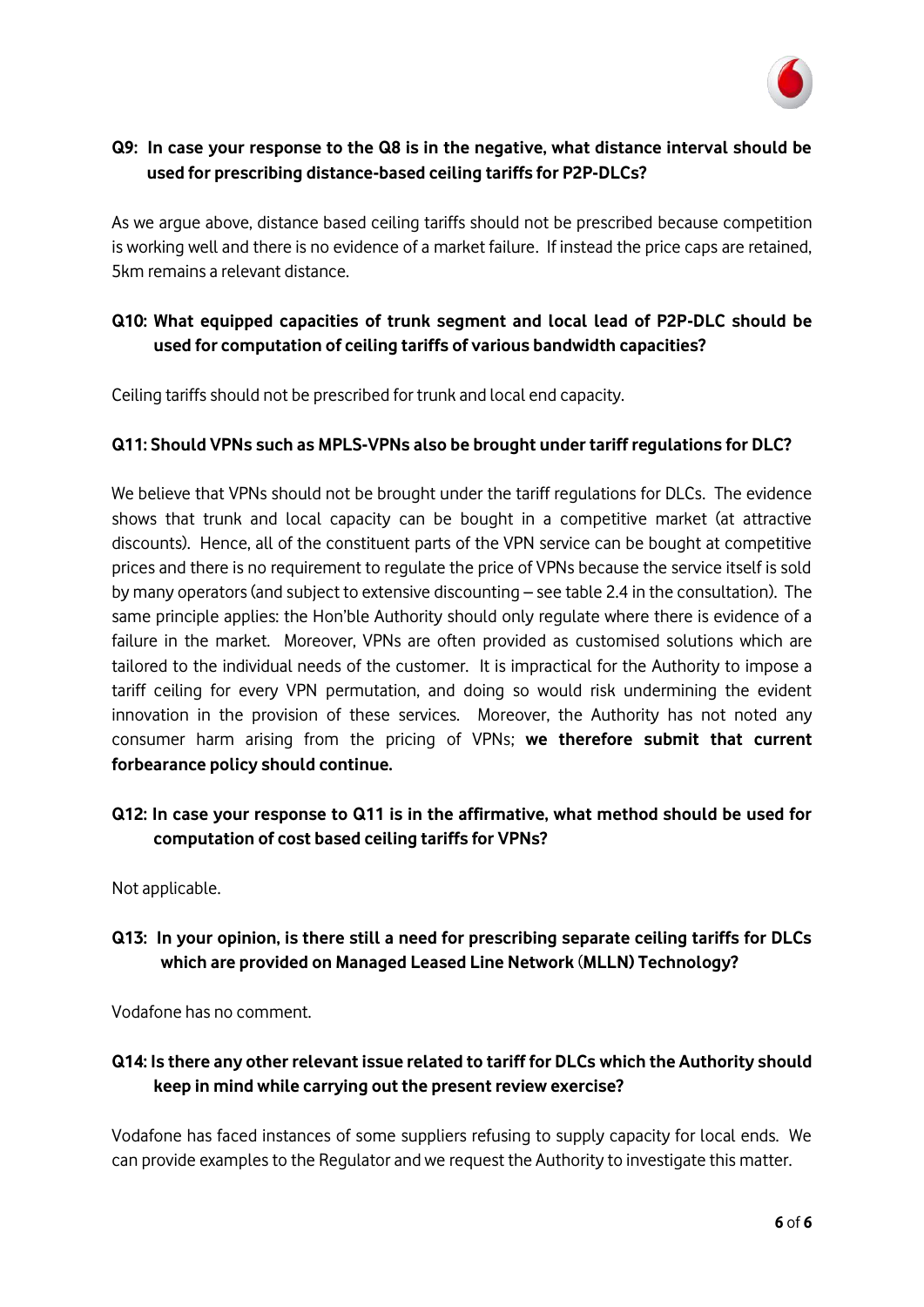**Q9: In case your response to the Q8 is in the negative, what distance interval should be used for prescribing distance-based ceiling tariffs for P2P-DLCs?**

As we argue above, distance based ceiling tariffs should not be prescribed because competition is working well and there is no evidence of a market failure. If instead the price caps are retained, 5km remains a relevant distance.

**Q10: What equipped capacities of trunk segment and local lead of P2P-DLC should be used for computation of ceiling tariffs of various bandwidth capacities?**

Ceiling tariffs should not be prescribed for trunk and local end capacity.

**Q11: Should VPNs such as MPLS-VPNs also be brought under tariff regulations for DLC?**

We believe that VPNs should not be brought under the tariff regulations for DLCs. The evidence shows that trunk and local capacity can be bought in a competitive market (at attractive discounts). Hence, all of the constituent parts of the VPN service can be bought at competitive prices and there is no requirement to regulate the price of VPNs because the service itself is sold by many operators (and subject to extensive discounting – see table 2.4 in the consultation). The same principle applies: the Hon'ble Authority should only regulate where there is evidence of a failure in the market. Moreover, VPNs are often provided as customised solutions which are tailored to the individual needs of the customer. It is impractical for the Authority to impose a tariff ceiling for every VPN permutation, and doing so would risk undermining the evident innovation in the provision of these services. Moreover, the Authority has not noted any consumer harm arising from the pricing of VPNs; **we therefore submit that current forbearance policy should continue.**

**Q12: In case your response to Q11 is in the affirmative, what method should be used for computation of cost based ceiling tariffs for VPNs?**

Not applicable.

**Q13: In your opinion, is there still a need for prescribing separate ceiling tariffs for DLCs which are provided on Managed Leased Line Network (MLLN) Technology?**

Vodafone has no comment.

**Q14: Is there any other relevant issue related to tariff for DLCs which the Authority should keep in mind while carrying out the present review exercise?**

Vodafone has faced instances of some suppliers refusing to supply capacity for local ends. We can provide examples to the Regulator and we request the Authority to investigate this matter.